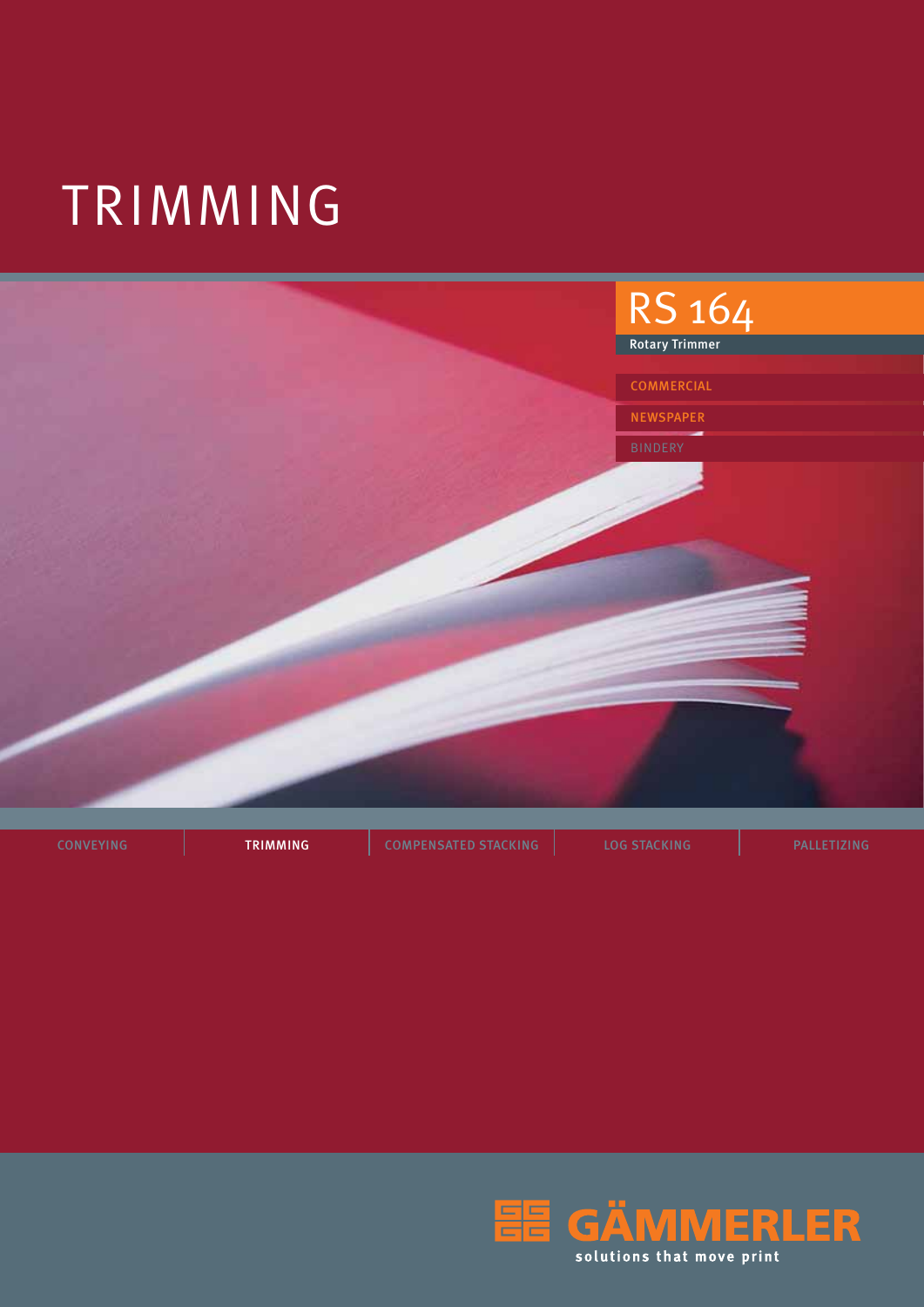# TRIMMING

## RS 164

Rotary Trimmer

COMMERCIAL

NEWSPAPER

BINDERY

CONVEYING | TRIMMING | COMPENSATED STACKING | LOG STACKING | PALLETIZING

GÄMMERLER

solutions that move print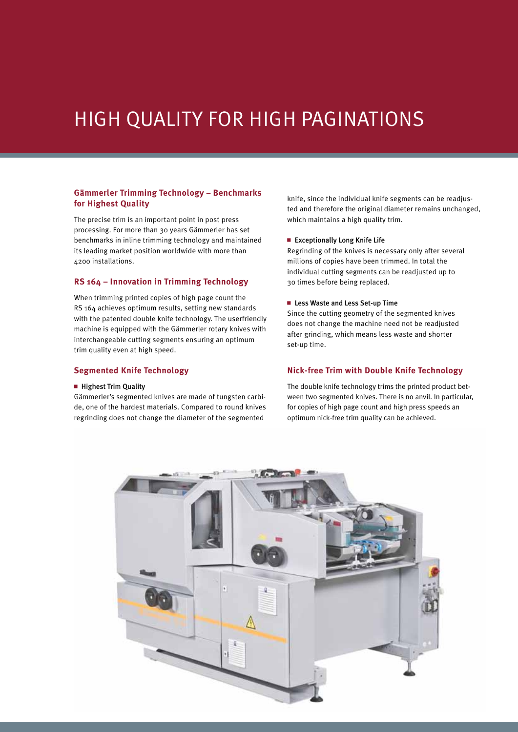# HIGH QUALITY FOR HIGH PAGINATIONS

## Gämmerler Trimming Technology – Benchmarks for Highest Quality

The precise trim is an important point in post press processing. For more than 30 years Gämmerler has set benchmarks in inline trimming technology and maintained its leading market position worldwide with more than 4200 installations.

## RS 164 – Innovation in Trimming Technology

When trimming printed copies of high page count the RS 164 achieves optimum results, setting new standards with the patented double knife technology. The userfriendly machine is equipped with the Gämmerler rotary knives with interchangeable cutting segments ensuring an optimum trim quality even at high speed.

## Segmented Knife Technology

- **Highest Trim Quality**

Gämmerler's segmented knives are made of tungsten carbide, one of the hardest materials. Compared to round knives regrinding does not change the diameter of the segmented knife, since the individual knife segments can be readjusted and therefore the original diameter remains unchanged, which maintains a high quality trim.

- **Exceptionally Long Knife Life**

Regrinding of the knives is necessary only after several millions of copies have been trimmed. In total the individual cutting segments can be readjusted up to 30 times before being replaced.

- **Less Waste and Less Set-up Time**

Since the cutting geometry of the segmented knives does not change the machine need not be readjusted after grinding, which means less waste and shorter set-up time.

## Nick-free Trim with Double Knife Technology

The double knife technology trims the printed product between two segmented knives. There is no anvil. In particular, for copies of high page count and high press speeds an optimum nick-free trim quality can be achieved.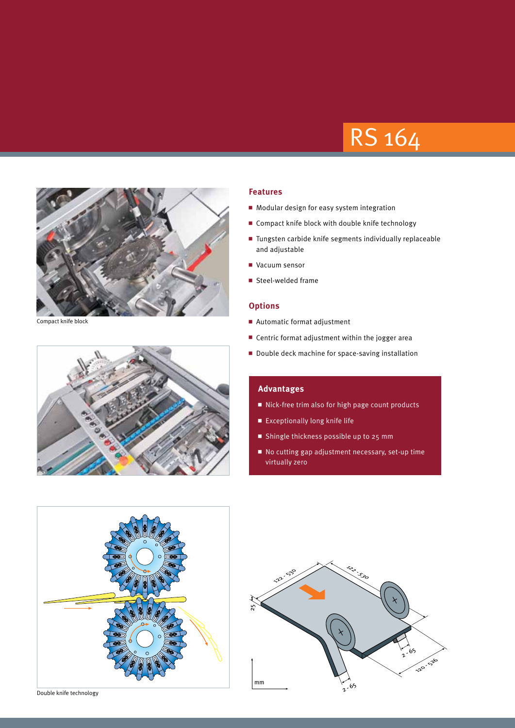# RS 164

Compact knife block

## Features

- Modular design for easy system integration
- Compact knife block with double knife technology
- Tungsten carbide knife segments individually replaceable and adjustable
- Vacuum sensor
- Steel-welded frame

## Options

- Automatic format adjustment
- Centric format adjustment within the jogger area
- Double deck machine for space-saving installation

## Advantages

- Nick-free trim also for high page count products
- Exceptionally long knife life
- Shingle thickness possible up to 25 mm
- No cutting gap adjustment necessary, set-up time virtually zero

Double knife technology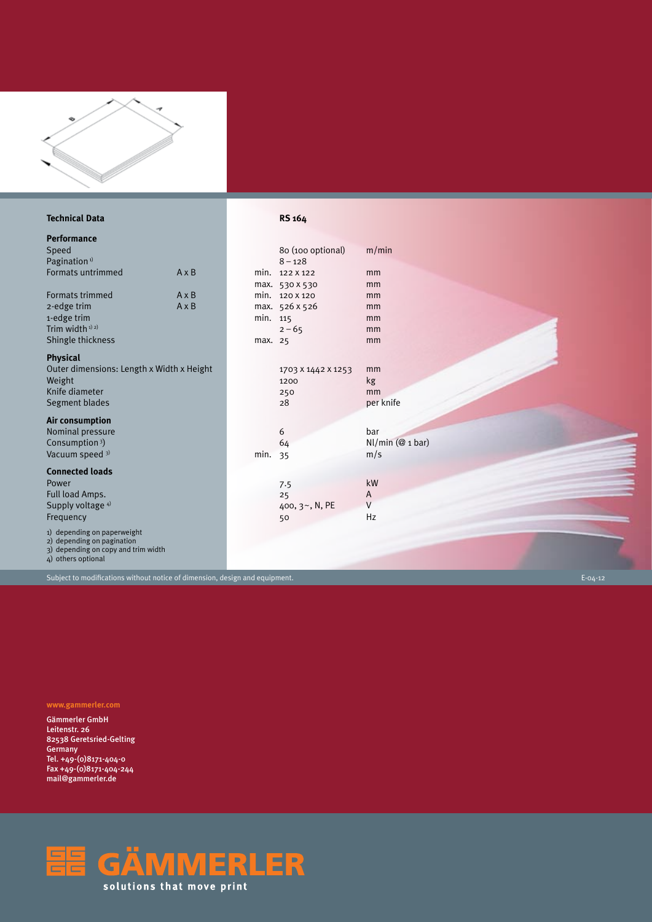## Technical Data

| Technical Data | | RS 164 | |
|---|---|---|---|
| **Performance** | | | |
| Speed | | 80 (100 optional) | m/min |
| Pagination [1] | | 8 – 128 | |
| Formats untrimmed | A x B | min. 122 x 122 | mm |
| | | max. 530 x 530 | mm |
| Formats trimmed | A x B | min. 120 x 120 | mm |
| 2-edge trim | A x B | max. 526 x 526 | mm |
| 1-edge trim | | min. 115 | mm |
| Trim width [1] [2] | | 2 – 65 | mm |
| Shingle thickness | | max. 25 | mm |
| **Physical** | | | |
| Outer dimensions: Length x Width x Height | | 1703 x 1442 x 1253 | mm |
| Weight | | 1200 | kg |
| Knife diameter | | 250 | mm |
| Segment blades | | 28 | per knife |
| **Air consumption** | | | |
| Nominal pressure | | 6 | bar |
| Consumption [3] | | 64 | Nl/min (@ 1 bar) |
| Vacuum speed [3] | | min. 35 | m/s |
| **Connected loads** | | | |
| Power | | 7.5 | kW |
| Full load Amps. | | 25 | A |
| Supply voltage [4] | | 400, 3~, N, PE | V |
| Frequency | | 50 | Hz |

1) depending on paperweight
2) depending on pagination
3) depending on copy and trim width
4) others optional

Subject to modifications without notice of dimension, design and equipment.

E-04-12

**www.gammerler.com**

**Gämmerler GmbH**
**Leitenstr. 26**
**82538 Geretsried-Gelting**
**Germany**
**Tel. +49-(0)8171-404-0**
**Fax +49-(0)8171-404-244**
**mail@gammerler.de**

**GÄMMERLER**
solutions that move print